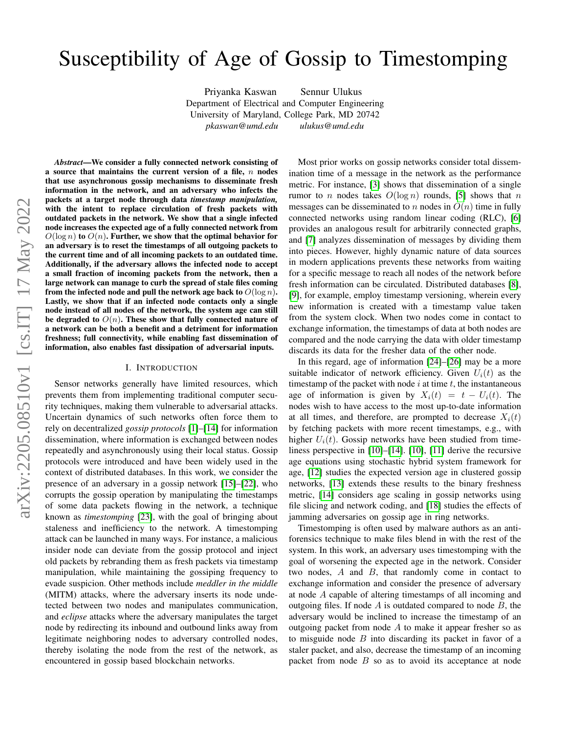# Susceptibility of Age of Gossip to Timestomping

Priyanka Kaswan    Sennur Ulukus
Department of Electrical and Computer Engineering
University of Maryland, College Park, MD 20742
*pkaswan@umd.edu*    *ulukus@umd.edu*

***Abstract*—We consider a fully connected network consisting of a source that maintains the current version of a file, $n$ nodes that use asynchronous gossip mechanisms to disseminate fresh information in the network, and an adversary who infects the packets at a target node through data *timestamp manipulation,* with the intent to replace circulation of fresh packets with outdated packets in the network. We show that a single infected node increases the expected age of a fully connected network from $O(\log n)$ to $O(n)$. Further, we show that the optimal behavior for an adversary is to reset the timestamps of all outgoing packets to the current time and of all incoming packets to an outdated time. Additionally, if the adversary allows the infected node to accept a small fraction of incoming packets from the network, then a large network can manage to curb the spread of stale files coming from the infected node and pull the network age back to $O(\log n)$. Lastly, we show that if an infected node contacts only a single node instead of all nodes of the network, the system age can still be degraded to $O(n)$. These show that fully connected nature of a network can be both a benefit and a detriment for information freshness; full connectivity, while enabling fast dissemination of information, also enables fast dissipation of adversarial inputs.**

## I. Introduction

Sensor networks generally have limited resources, which prevents them from implementing traditional computer security techniques, making them vulnerable to adversarial attacks. Uncertain dynamics of such networks often force them to rely on decentralized *gossip protocols* [1]–[14] for information dissemination, where information is exchanged between nodes repeatedly and asynchronously using their local status. Gossip protocols were introduced and have been widely used in the context of distributed databases. In this work, we consider the presence of an adversary in a gossip network [15]–[22], who corrupts the gossip operation by manipulating the timestamps of some data packets flowing in the network, a technique known as *timestomping* [23], with the goal of bringing about staleness and inefficiency to the network. A timestomping attack can be launched in many ways. For instance, a malicious insider node can deviate from the gossip protocol and inject old packets by rebranding them as fresh packets via timestamp manipulation, while maintaining the gossiping frequency to evade suspicion. Other methods include *meddler in the middle* (MITM) attacks, where the adversary inserts its node undetected between two nodes and manipulates communication, and *eclipse* attacks where the adversary manipulates the target node by redirecting its inbound and outbound links away from legitimate neighboring nodes to adversary controlled nodes, thereby isolating the node from the rest of the network, as encountered in gossip based blockchain networks.

Most prior works on gossip networks consider total dissemination time of a message in the network as the performance metric. For instance, [3] shows that dissemination of a single rumor to $n$ nodes takes $O(\log n)$ rounds, [5] shows that $n$ messages can be disseminated to $n$ nodes in $O(n)$ time in fully connected networks using random linear coding (RLC), [6] provides an analogous result for arbitrarily connected graphs, and [7] analyzes dissemination of messages by dividing them into pieces. However, highly dynamic nature of data sources in modern applications prevents these networks from waiting for a specific message to reach all nodes of the network before fresh information can be circulated. Distributed databases [8], [9], for example, employ timestamp versioning, wherein every new information is created with a timestamp value taken from the system clock. When two nodes come in contact to exchange information, the timestamps of data at both nodes are compared and the node carrying the data with older timestamp discards its data for the fresher data of the other node.

In this regard, age of information [24]–[26] may be a more suitable indicator of network efficiency. Given $U_i(t)$ as the timestamp of the packet with node $i$ at time $t$, the instantaneous age of information is given by $X_i(t) = t - U_i(t)$. The nodes wish to have access to the most up-to-date information at all times, and therefore, are prompted to decrease $X_i(t)$ by fetching packets with more recent timestamps, e.g., with higher $U_i(t)$. Gossip networks have been studied from timeliness perspective in [10]–[14]. [10], [11] derive the recursive age equations using stochastic hybrid system framework for age, [12] studies the expected version age in clustered gossip networks, [13] extends these results to the binary freshness metric, [14] considers age scaling in gossip networks using file slicing and network coding, and [18] studies the effects of jamming adversaries on gossip age in ring networks.

Timestomping is often used by malware authors as an anti-forensics technique to make files blend in with the rest of the system. In this work, an adversary uses timestomping with the goal of worsening the expected age in the network. Consider two nodes, $A$ and $B$, that randomly come in contact to exchange information and consider the presence of adversary at node $A$ capable of altering timestamps of all incoming and outgoing files. If node $A$ is outdated compared to node $B$, the adversary would be inclined to increase the timestamp of an outgoing packet from node $A$ to make it appear fresher so as to misguide node $B$ into discarding its packet in favor of a staler packet, and also, decrease the timestamp of an incoming packet from node $B$ so as to avoid its acceptance at node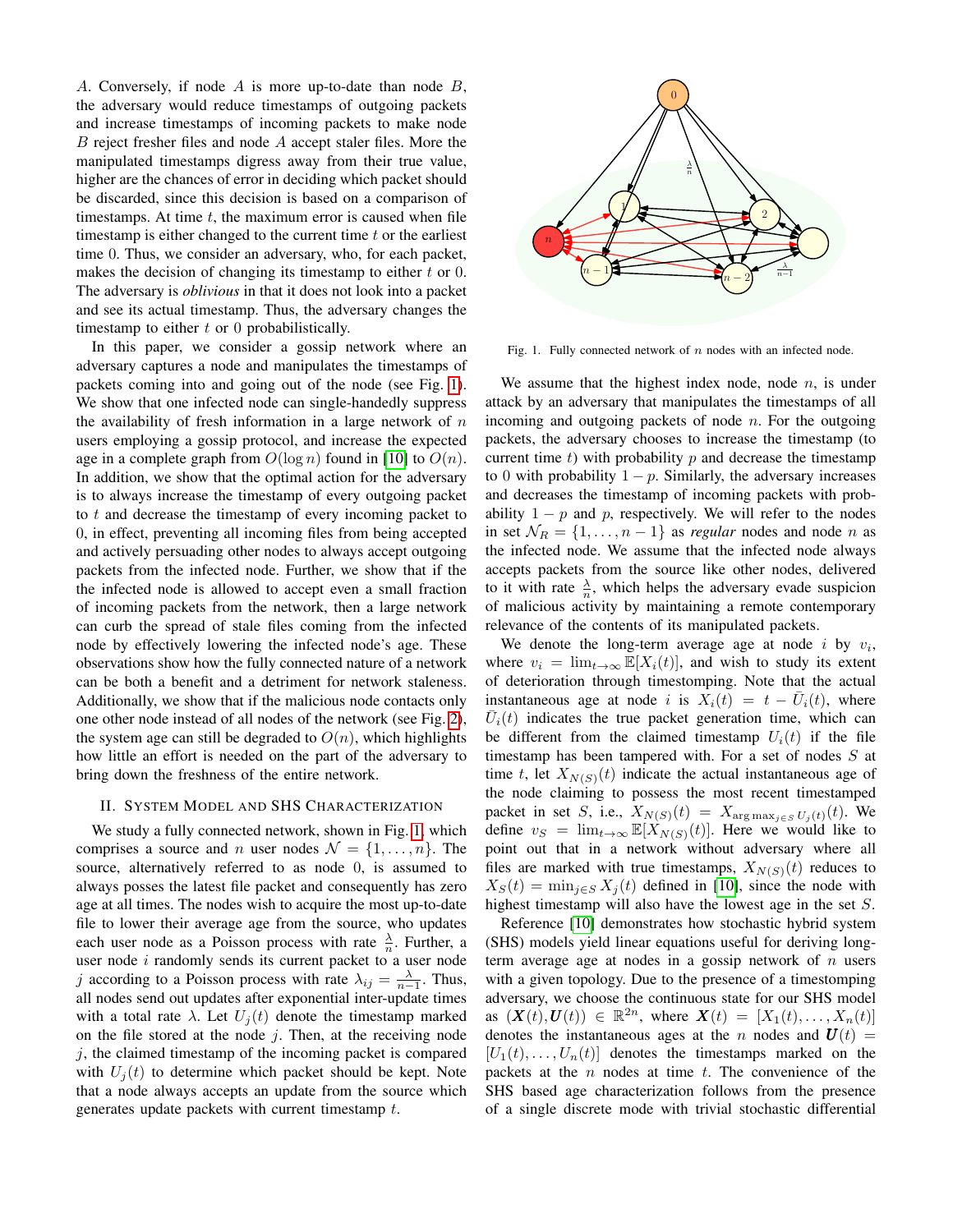$A$. Conversely, if node $A$ is more up-to-date than node $B$, the adversary would reduce timestamps of outgoing packets and increase timestamps of incoming packets to make node $B$ reject fresher files and node $A$ accept staler files. More the manipulated timestamps digress away from their true value, higher are the chances of error in deciding which packet should be discarded, since this decision is based on a comparison of timestamps. At time $t$, the maximum error is caused when file timestamp is either changed to the current time $t$ or the earliest time 0. Thus, we consider an adversary, who, for each packet, makes the decision of changing its timestamp to either $t$ or 0. The adversary is *oblivious* in that it does not look into a packet and see its actual timestamp. Thus, the adversary changes the timestamp to either $t$ or 0 probabilistically.

In this paper, we consider a gossip network where an adversary captures a node and manipulates the timestamps of packets coming into and going out of the node (see Fig. 1). We show that one infected node can single-handedly suppress the availability of fresh information in a large network of $n$ users employing a gossip protocol, and increase the expected age in a complete graph from $O(\log n)$ found in [10] to $O(n)$. In addition, we show that the optimal action for the adversary is to always increase the timestamp of every outgoing packet to $t$ and decrease the timestamp of every incoming packet to 0, in effect, preventing all incoming files from being accepted and actively persuading other nodes to always accept outgoing packets from the infected node. Further, we show that if the the infected node is allowed to accept even a small fraction of incoming packets from the network, then a large network can curb the spread of stale files coming from the infected node by effectively lowering the infected node's age. These observations show how the fully connected nature of a network can be both a benefit and a detriment for network staleness. Additionally, we show that if the malicious node contacts only one other node instead of all nodes of the network (see Fig. 2), the system age can still be degraded to $O(n)$, which highlights how little an effort is needed on the part of the adversary to bring down the freshness of the entire network.

## II. System Model and SHS Characterization

We study a fully connected network, shown in Fig. 1, which comprises a source and $n$ user nodes $\mathcal{N} = \{1, \dots, n\}$. The source, alternatively referred to as node 0, is assumed to always posses the latest file packet and consequently has zero age at all times. The nodes wish to acquire the most up-to-date file to lower their average age from the source, who updates each user node as a Poisson process with rate $\frac{\lambda}{n}$. Further, a user node $i$ randomly sends its current packet to a user node $j$ according to a Poisson process with rate $\lambda_{ij} = \frac{\lambda}{n-1}$. Thus, all nodes send out updates after exponential inter-update times with a total rate $\lambda$. Let $U_j(t)$ denote the timestamp marked on the file stored at the node $j$. Then, at the receiving node $j$, the claimed timestamp of the incoming packet is compared with $U_j(t)$ to determine which packet should be kept. Note that a node always accepts an update from the source which generates update packets with current timestamp $t$.

Fig. 1. Fully connected network of $n$ nodes with an infected node.

We assume that the highest index node, node $n$, is under attack by an adversary that manipulates the timestamps of all incoming and outgoing packets of node $n$. For the outgoing packets, the adversary chooses to increase the timestamp (to current time $t$) with probability $p$ and decrease the timestamp to 0 with probability $1-p$. Similarly, the adversary increases and decreases the timestamp of incoming packets with probability $1-p$ and $p$, respectively. We will refer to the nodes in set $\mathcal{N}_R = \{1, \dots, n-1\}$ as *regular* nodes and node $n$ as the infected node. We assume that the infected node always accepts packets from the source like other nodes, delivered to it with rate $\frac{\lambda}{n}$, which helps the adversary evade suspicion of malicious activity by maintaining a remote contemporary relevance of the contents of its manipulated packets.

We denote the long-term average age at node $i$ by $v_i$, where $v_i = \lim_{t\to\infty} \mathbb{E}[X_i(t)]$, and wish to study its extent of deterioration through timestomping. Note that the actual instantaneous age at node $i$ is $X_i(t) = t - \bar{U}_i(t)$, where $\bar{U}_i(t)$ indicates the true packet generation time, which can be different from the claimed timestamp $U_i(t)$ if the file timestamp has been tampered with. For a set of nodes $S$ at time $t$, let $X_{N(S)}(t)$ indicate the actual instantaneous age of the node claiming to possess the most recent timestamped packet in set $S$, i.e., $X_{N(S)}(t) = X_{\arg\max_{j\in S} U_j(t)}(t)$. We define $v_S = \lim_{t\to\infty} \mathbb{E}[X_{N(S)}(t)]$. Here we would like to point out that in a network without adversary where all files are marked with true timestamps, $X_{N(S)}(t)$ reduces to $X_S(t) = \min_{j\in S} X_j(t)$ defined in [10], since the node with highest timestamp will also have the lowest age in the set $S$.

Reference [10] demonstrates how stochastic hybrid system (SHS) models yield linear equations useful for deriving long-term average age at nodes in a gossip network of $n$ users with a given topology. Due to the presence of a timestomping adversary, we choose the continuous state for our SHS model as $(\boldsymbol{X}(t), \boldsymbol{U}(t)) \in \mathbb{R}^{2n}$, where $\boldsymbol{X}(t) = [X_1(t), \dots, X_n(t)]$ denotes the instantaneous ages at the $n$ nodes and $\boldsymbol{U}(t) = [U_1(t), \dots, U_n(t)]$ denotes the timestamps marked on the packets at the $n$ nodes at time $t$. The convenience of the SHS based age characterization follows from the presence of a single discrete mode with trivial stochastic differential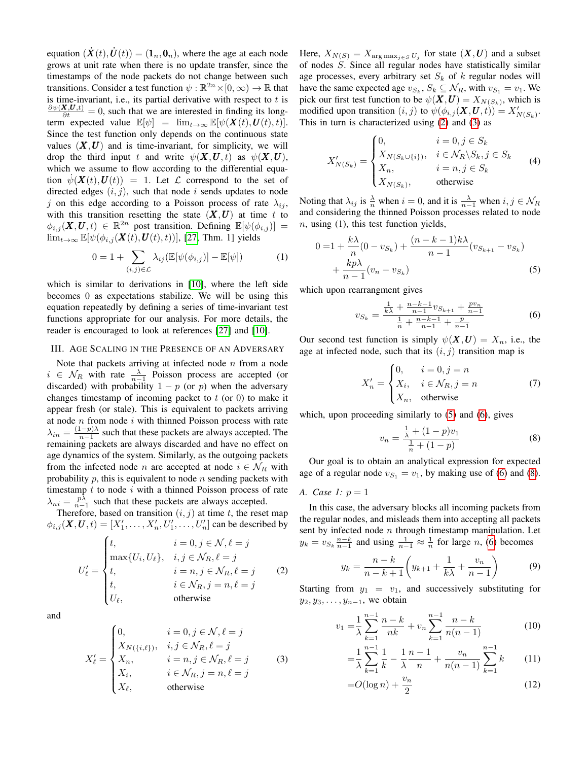equation $(\dot{\boldsymbol{X}}(t), \dot{\boldsymbol{U}}(t)) = (\mathbf{1}_n, \mathbf{0}_n)$, where the age at each node grows at unit rate when there is no update transfer, since the timestamps of the node packets do not change between such transitions. Consider a test function $\psi : \mathbb{R}^{2n} \times [0, \infty) \to \mathbb{R}$ that is time-invariant, i.e., its partial derivative with respect to $t$ is $\frac{\partial \psi(\boldsymbol{X},\boldsymbol{U},t)}{\partial t} = 0$, such that we are interested in finding its long-term expected value $\mathbb{E}[\psi] = \lim_{t\to\infty} \mathbb{E}[\psi(\boldsymbol{X}(t), \boldsymbol{U}(t), t)]$. Since the test function only depends on the continuous state values $(\boldsymbol{X}, \boldsymbol{U})$ and is time-invariant, for simplicity, we will drop the third input $t$ and write $\psi(\boldsymbol{X}, \boldsymbol{U}, t)$ as $\psi(\boldsymbol{X}, \boldsymbol{U})$, which we assume to flow according to the differential equation $\dot{\psi}(\boldsymbol{X}(t), \boldsymbol{U}(t)) = 1$. Let $\mathcal{L}$ correspond to the set of directed edges $(i, j)$, such that node $i$ sends updates to node $j$ on this edge according to a Poisson process of rate $\lambda_{ij}$, with this transition resetting the state $(\boldsymbol{X}, \boldsymbol{U})$ at time $t$ to $\phi_{i,j}(\boldsymbol{X}, \boldsymbol{U}, t) \in \mathbb{R}^{2n}$ post transition. Defining $\mathbb{E}[\psi(\phi_{i,j})] = \lim_{t\to\infty} \mathbb{E}[\psi(\phi_{i,j}(\boldsymbol{X}(t), \boldsymbol{U}(t), t))]$, [27, Thm. 1] yields

$$0 = 1 + \sum_{(i,j)\in\mathcal{L}} \lambda_{ij}(\mathbb{E}[\psi(\phi_{i,j})] - \mathbb{E}[\psi]) \tag{1}$$

which is similar to derivations in [10], where the left side becomes 0 as expectations stabilize. We will be using this equation repeatedly by defining a series of time-invariant test functions appropriate for our analysis. For more details, the reader is encouraged to look at references [27] and [10].

## III. Age Scaling in the Presence of an Adversary

Note that packets arriving at infected node $n$ from a node $i \in \mathcal{N}_R$ with rate $\frac{\lambda}{n-1}$ Poisson process are accepted (or discarded) with probability $1-p$ (or $p$) when the adversary changes timestamp of incoming packet to $t$ (or 0) to make it appear fresh (or stale). This is equivalent to packets arriving at node $n$ from node $i$ with thinned Poisson process with rate $\lambda_{in} = \frac{(1-p)\lambda}{n-1}$ such that these packets are always accepted. The remaining packets are always discarded and have no effect on age dynamics of the system. Similarly, as the outgoing packets from the infected node $n$ are accepted at node $i \in \mathcal{N}_R$ with probability $p$, this is equivalent to node $n$ sending packets with timestamp $t$ to node $i$ with a thinned Poisson process of rate $\lambda_{ni} = \frac{p\lambda}{n-1}$ such that these packets are always accepted.

Therefore, based on transition $(i, j)$ at time $t$, the reset map $\phi_{i,j}(\boldsymbol{X}, \boldsymbol{U}, t) = [X'_1, \ldots, X'_n, U'_1, \ldots, U'_n]$ can be described by

$$U'_\ell = \begin{cases} t, & i = 0, j \in \mathcal{N}, \ell = j \\ \max\{U_i, U_\ell\}, & i, j \in \mathcal{N}_R, \ell = j \\ t, & i = n, j \in \mathcal{N}_R, \ell = j \\ t, & i \in \mathcal{N}_R, j = n, \ell = j \\ U_\ell, & \text{otherwise} \end{cases} \tag{2}$$

and

$$X'_\ell = \begin{cases} 0, & i = 0, j \in \mathcal{N}, \ell = j \\ X_{N(\{i,\ell\})}, & i, j \in \mathcal{N}_R, \ell = j \\ X_n, & i = n, j \in \mathcal{N}_R, \ell = j \\ X_i, & i \in \mathcal{N}_R, j = n, \ell = j \\ X_\ell, & \text{otherwise} \end{cases} \tag{3}$$

Here, $X_{N(S)} = X_{\arg\max_{j\in S} U_j}$ for state $(\boldsymbol{X}, \boldsymbol{U})$ and a subset of nodes $S$. Since all regular nodes have statistically similar age processes, every arbitrary set $S_k$ of $k$ regular nodes will have the same expected age $v_{S_k}$, $S_k \subseteq \mathcal{N}_R$, with $v_{S_1} = v_1$. We pick our first test function to be $\psi(\boldsymbol{X}, \boldsymbol{U}) = X_{N(S_k)}$, which is modified upon transition $(i, j)$ to $\psi(\phi_{i,j}(\boldsymbol{X}, \boldsymbol{U}, t)) = X'_{N(S_k)}$. This in turn is characterized using (2) and (3) as

$$X'_{N(S_k)} = \begin{cases} 0, & i = 0, j \in S_k \\ X_{N(S_k\cup\{i\})}, & i \in \mathcal{N}_R \backslash S_k, j \in S_k \\ X_n, & i = n, j \in S_k \\ X_{N(S_k)}, & \text{otherwise} \end{cases} \tag{4}$$

Noting that $\lambda_{ij}$ is $\frac{\lambda}{n}$ when $i = 0$, and it is $\frac{\lambda}{n-1}$ when $i, j \in \mathcal{N}_R$ and considering the thinned Poisson processes related to node $n$, using (1), this test function yields,

$$\begin{aligned} 0 =& 1 + \frac{k\lambda}{n}(0 - v_{S_k}) + \frac{(n-k-1)k\lambda}{n-1}(v_{S_{k+1}} - v_{S_k}) \\ &+ \frac{kp\lambda}{n-1}(v_n - v_{S_k}) \end{aligned} \tag{5}$$

which upon rearrangment gives

$$v_{S_k} = \frac{\frac{1}{k\lambda} + \frac{n-k-1}{n-1} v_{S_{k+1}} + \frac{pv_n}{n-1}}{\frac{1}{n} + \frac{n-k-1}{n-1} + \frac{p}{n-1}} \tag{6}$$

Our second test function is simply $\psi(\boldsymbol{X}, \boldsymbol{U}) = X_n$, i.e., the age at infected node, such that its $(i, j)$ transition map is

$$X'_n = \begin{cases} 0, & i = 0, j = n \\ X_i, & i \in \mathcal{N}_R, j = n \\ X_n, & \text{otherwise} \end{cases} \tag{7}$$

which, upon proceeding similarly to (5) and (6), gives

$$v_n = \frac{\frac{1}{\lambda} + (1-p)v_1}{\frac{1}{n} + (1-p)} \tag{8}$$

Our goal is to obtain an analytical expression for expected age of a regular node $v_{S_1} = v_1$, by making use of (6) and (8).

### A. Case 1: $p = 1$

In this case, the adversary blocks all incoming packets from the regular nodes, and misleads them into accepting all packets sent by infected node $n$ through timestamp manipulation. Let $y_k = v_{S_k} \frac{n-k}{n-1}$ and using $\frac{1}{n-1} \approx \frac{1}{n}$ for large $n$, (6) becomes

$$y_k = \frac{n-k}{n-k+1}\left(y_{k+1} + \frac{1}{k\lambda} + \frac{v_n}{n-1}\right) \tag{9}$$

Starting from $y_1 = v_1$, and successively substituting for $y_2, y_3, \ldots, y_{n-1}$, we obtain

$$\begin{aligned} v_1 =& \frac{1}{\lambda}\sum_{k=1}^{n-1} \frac{n-k}{nk} + v_n \sum_{k=1}^{n-1} \frac{n-k}{n(n-1)} && (10) \\ =& \frac{1}{\lambda}\sum_{k=1}^{n-1} \frac{1}{k} - \frac{1}{\lambda}\frac{n-1}{n} + \frac{v_n}{n(n-1)} \sum_{k=1}^{n-1} k && (11) \\ =& O(\log n) + \frac{v_n}{2} && (12) \end{aligned}$$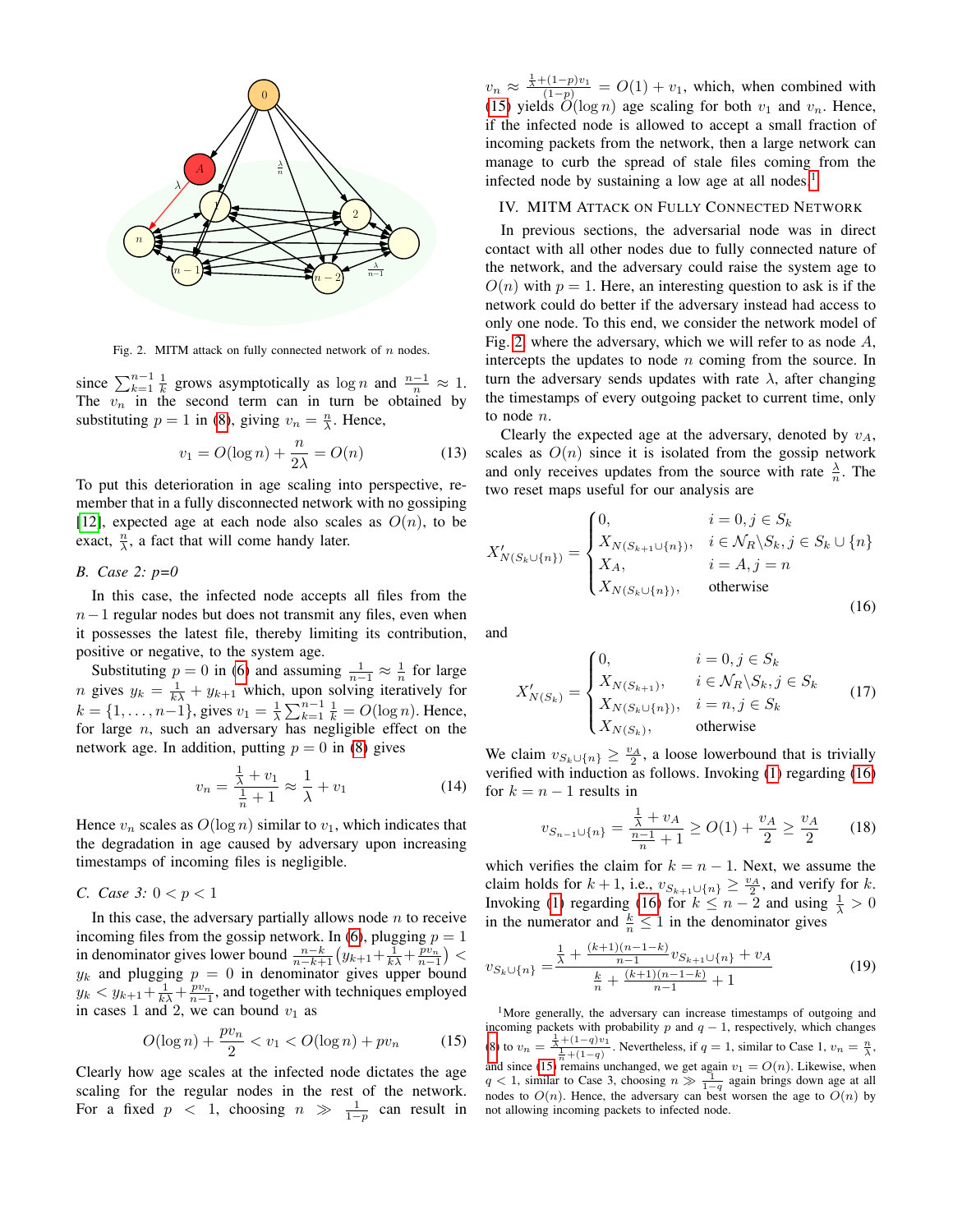Fig. 2. MITM attack on fully connected network of $n$ nodes.

since $\sum_{k=1}^{n-1} \frac{1}{k}$ grows asymptotically as $\log n$ and $\frac{n-1}{n} \approx 1$. The $v_n$ in the second term can in turn be obtained by substituting $p = 1$ in (8), giving $v_n = \frac{n}{\lambda}$. Hence,

$$v_1 = O(\log n) + \frac{n}{2\lambda} = O(n) \tag{13}$$

To put this deterioration in age scaling into perspective, remember that in a fully disconnected network with no gossiping [12], expected age at each node also scales as $O(n)$, to be exact, $\frac{n}{\lambda}$, a fact that will come handy later.

### B. Case 2: p=0

In this case, the infected node accepts all files from the $n-1$ regular nodes but does not transmit any files, even when it possesses the latest file, thereby limiting its contribution, positive or negative, to the system age.

Substituting $p = 0$ in (6) and assuming $\frac{1}{n-1} \approx \frac{1}{n}$ for large $n$ gives $y_k = \frac{1}{k\lambda} + y_{k+1}$ which, upon solving iteratively for $k = \{1, \ldots, n-1\}$, gives $v_1 = \frac{1}{\lambda} \sum_{k=1}^{n-1} \frac{1}{k} = O(\log n)$. Hence, for large $n$, such an adversary has negligible effect on the network age. In addition, putting $p = 0$ in (8) gives

$$v_n = \frac{\frac{1}{\lambda} + v_1}{\frac{1}{n} + 1} \approx \frac{1}{\lambda} + v_1 \tag{14}$$

Hence $v_n$ scales as $O(\log n)$ similar to $v_1$, which indicates that the degradation in age caused by adversary upon increasing timestamps of incoming files is negligible.

### C. Case 3: $0 < p < 1$

In this case, the adversary partially allows node $n$ to receive incoming files from the gossip network. In (6), plugging $p = 1$ in denominator gives lower bound $\frac{n-k}{n-k+1}\left(y_{k+1} + \frac{1}{k\lambda} + \frac{pv_n}{n-1}\right) < y_k$ and plugging $p = 0$ in denominator gives upper bound $y_k < y_{k+1} + \frac{1}{k\lambda} + \frac{pv_n}{n-1}$, and together with techniques employed in cases 1 and 2, we can bound $v_1$ as

$$O(\log n) + \frac{pv_n}{2} < v_1 < O(\log n) + pv_n \tag{15}$$

Clearly how age scales at the infected node dictates the age scaling for the regular nodes in the rest of the network. For a fixed $p < 1$, choosing $n \gg \frac{1}{1-p}$ can result in $v_n \approx \frac{\frac{1}{\lambda} + (1-p)v_1}{(1-p)} = O(1) + v_1$, which, when combined with (15) yields $O(\log n)$ age scaling for both $v_1$ and $v_n$. Hence, if the infected node is allowed to accept a small fraction of incoming packets from the network, then a large network can manage to curb the spread of stale files coming from the infected node by sustaining a low age at all nodes.[1]

## IV. MITM Attack on Fully Connected Network

In previous sections, the adversarial node was in direct contact with all other nodes due to fully connected nature of the network, and the adversary could raise the system age to $O(n)$ with $p = 1$. Here, an interesting question to ask is if the network could do better if the adversary instead had access to only one node. To this end, we consider the network model of Fig. 2, where the adversary, which we will refer to as node $A$, intercepts the updates to node $n$ coming from the source. In turn the adversary sends updates with rate $\lambda$, after changing the timestamps of every outgoing packet to current time, only to node $n$.

Clearly the expected age at the adversary, denoted by $v_A$, scales as $O(n)$ since it is isolated from the gossip network and only receives updates from the source with rate $\frac{\lambda}{n}$. The two reset maps useful for our analysis are

$$X'_{N(S_k \cup \{n\})} = \begin{cases} 0, & i = 0, j \in S_k \\ X_{N(S_{k+1} \cup \{n\})}, & i \in \mathcal{N}_R \backslash S_k, j \in S_k \cup \{n\} \\ X_A, & i = A, j = n \\ X_{N(S_k \cup \{n\})}, & \text{otherwise} \end{cases} \tag{16}$$

and

$$X'_{N(S_k)} = \begin{cases} 0, & i = 0, j \in S_k \\ X_{N(S_{k+1})}, & i \in \mathcal{N}_R \backslash S_k, j \in S_k \\ X_{N(S_k \cup \{n\})}, & i = n, j \in S_k \\ X_{N(S_k)}, & \text{otherwise} \end{cases} \tag{17}$$

We claim $v_{S_k \cup \{n\}} \geq \frac{v_A}{2}$, a loose lowerbound that is trivially verified with induction as follows. Invoking (1) regarding (16) for $k = n-1$ results in

$$v_{S_{n-1} \cup \{n\}} = \frac{\frac{1}{\lambda} + v_A}{\frac{n-1}{n} + 1} \geq O(1) + \frac{v_A}{2} \geq \frac{v_A}{2} \tag{18}$$

which verifies the claim for $k = n-1$. Next, we assume the claim holds for $k+1$, i.e., $v_{S_{k+1} \cup \{n\}} \geq \frac{v_A}{2}$, and verify for $k$. Invoking (1) regarding (16) for $k \leq n-2$ and using $\frac{1}{\lambda} > 0$ in the numerator and $\frac{k}{n} \leq 1$ in the denominator gives

$$v_{S_k \cup \{n\}} = \frac{\frac{1}{\lambda} + \frac{(k+1)(n-1-k)}{n-1} v_{S_{k+1} \cup \{n\}} + v_A}{\frac{k}{n} + \frac{(k+1)(n-1-k)}{n-1} + 1} \tag{19}$$

[1] More generally, the adversary can increase timestamps of outgoing and incoming packets with probability $p$ and $q-1$, respectively, which changes (8) to $v_n = \frac{\frac{1}{\lambda} + (1-q)v_1}{\frac{1}{n} + (1-q)}$. Nevertheless, if $q = 1$, similar to Case 1, $v_n = \frac{n}{\lambda}$, and since (15) remains unchanged, we get again $v_1 = O(n)$. Likewise, when $q < 1$, similar to Case 3, choosing $n \gg \frac{1}{1-q}$ again brings down age at all nodes to $O(n)$. Hence, the adversary can best worsen the age to $O(n)$ by not allowing incoming packets to infected node.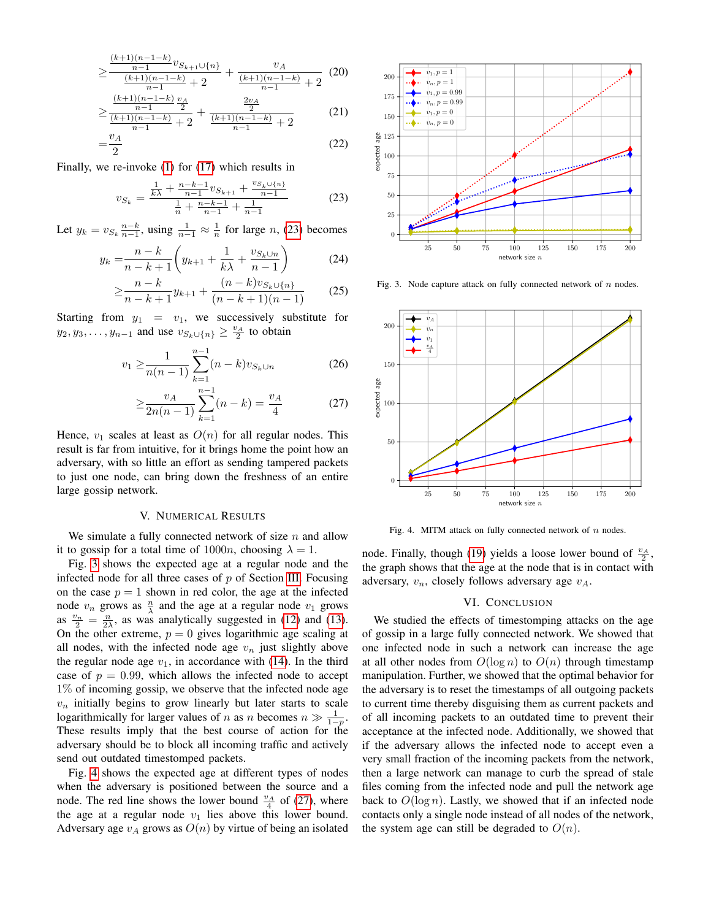$$\geq \frac{\frac{(k+1)(n-1-k)}{n-1} v_{S_{k+1}\cup\{n\}}}{\frac{(k+1)(n-1-k)}{n-1}+2} + \frac{v_A}{\frac{(k+1)(n-1-k)}{n-1}+2} \quad (20)$$

$$\geq \frac{\frac{(k+1)(n-1-k)}{n-1} \frac{v_A}{2}}{\frac{(k+1)(n-1-k)}{n-1}+2} + \frac{\frac{2v_A}{2}}{\frac{(k+1)(n-1-k)}{n-1}+2} \quad (21)$$

$$= \frac{v_A}{2} \quad (22)$$

Finally, we re-invoke (1) for (17) which results in

$$v_{S_k} = \frac{\frac{1}{k\lambda} + \frac{n-k-1}{n-1} v_{S_{k+1}} + \frac{v_{S_k \cup \{n\}}}{n-1}}{\frac{1}{n} + \frac{n-k-1}{n-1} + \frac{1}{n-1}} \quad (23)$$

Let $y_k = v_{S_k} \frac{n-k}{n-1}$, using $\frac{1}{n-1} \approx \frac{1}{n}$ for large $n$, (23) becomes

$$y_k = \frac{n-k}{n-k+1}\left(y_{k+1} + \frac{1}{k\lambda} + \frac{v_{S_k \cup n}}{n-1}\right) \quad (24)$$

$$\geq \frac{n-k}{n-k+1} y_{k+1} + \frac{(n-k) v_{S_k\cup\{n\}}}{(n-k+1)(n-1)} \quad (25)$$

Starting from $y_1 = v_1$, we successively substitute for $y_2, y_3, \ldots, y_{n-1}$ and use $v_{S_k\cup\{n\}} \geq \frac{v_A}{2}$ to obtain

$$v_1 \geq \frac{1}{n(n-1)} \sum_{k=1}^{n-1} (n-k) v_{S_k \cup n} \quad (26)$$

$$\geq \frac{v_A}{2n(n-1)} \sum_{k=1}^{n-1} (n-k) = \frac{v_A}{4} \quad (27)$$

Hence, $v_1$ scales at least as $O(n)$ for all regular nodes. This result is far from intuitive, for it brings home the point how an adversary, with so little an effort as sending tampered packets to just one node, can bring down the freshness of an entire large gossip network.

## V. Numerical Results

We simulate a fully connected network of size $n$ and allow it to gossip for a total time of $1000n$, choosing $\lambda = 1$.

Fig. 3 shows the expected age at a regular node and the infected node for all three cases of $p$ of Section III. Focusing on the case $p = 1$ shown in red color, the age at the infected node $v_n$ grows as $\frac{n}{\lambda}$ and the age at a regular node $v_1$ grows as $\frac{v_n}{2} = \frac{n}{2\lambda}$, as was analytically suggested in (12) and (13). On the other extreme, $p = 0$ gives logarithmic age scaling at all nodes, with the infected node age $v_n$ just slightly above the regular node age $v_1$, in accordance with (14). In the third case of $p = 0.99$, which allows the infected node to accept 1% of incoming gossip, we observe that the infected node age $v_n$ initially begins to grow linearly but later starts to scale logarithmically for larger values of $n$ as $n$ becomes $n \gg \frac{1}{1-p}$. These results imply that the best course of action for the adversary should be to block all incoming traffic and actively send out outdated timestomped packets.

Fig. 4 shows the expected age at different types of nodes when the adversary is positioned between the source and a node. The red line shows the lower bound $\frac{v_A}{4}$ of (27), where the age at a regular node $v_1$ lies above this lower bound. Adversary age $v_A$ grows as $O(n)$ by virtue of being an isolated node. Finally, though (19) yields a loose lower bound of $\frac{v_A}{2}$, the graph shows that the age at the node that is in contact with adversary, $v_n$, closely follows adversary age $v_A$.

Fig. 3. Node capture attack on fully connected network of $n$ nodes.

Fig. 4. MITM attack on fully connected network of $n$ nodes.

## VI. Conclusion

We studied the effects of timestomping attacks on the age of gossip in a large fully connected network. We showed that one infected node in such a network can increase the age at all other nodes from $O(\log n)$ to $O(n)$ through timestamp manipulation. Further, we showed that the optimal behavior for the adversary is to reset the timestamps of all outgoing packets to current time thereby disguising them as current packets and of all incoming packets to an outdated time to prevent their acceptance at the infected node. Additionally, we showed that if the adversary allows the infected node to accept even a very small fraction of the incoming packets from the network, then a large network can manage to curb the spread of stale files coming from the infected node and pull the network age back to $O(\log n)$. Lastly, we showed that if an infected node contacts only a single node instead of all nodes of the network, the system age can still be degraded to $O(n)$.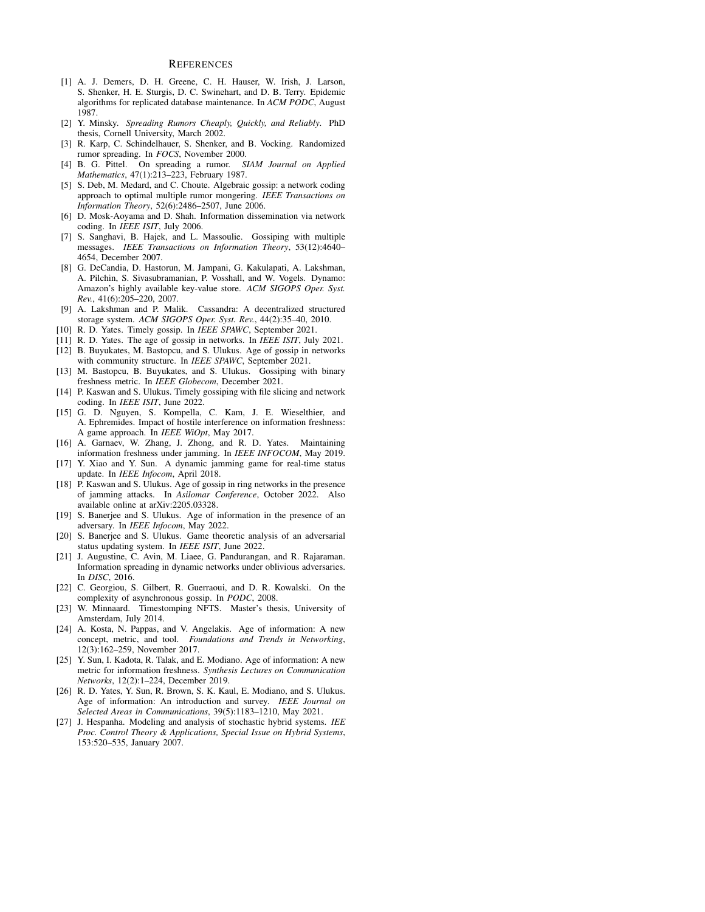## REFERENCES

[1] A. J. Demers, D. H. Greene, C. H. Hauser, W. Irish, J. Larson, S. Shenker, H. E. Sturgis, D. C. Swinehart, and D. B. Terry. Epidemic algorithms for replicated database maintenance. In *ACM PODC*, August 1987.

[2] Y. Minsky. *Spreading Rumors Cheaply, Quickly, and Reliably*. PhD thesis, Cornell University, March 2002.

[3] R. Karp, C. Schindelhauer, S. Shenker, and B. Vocking. Randomized rumor spreading. In *FOCS*, November 2000.

[4] B. G. Pittel. On spreading a rumor. *SIAM Journal on Applied Mathematics*, 47(1):213–223, February 1987.

[5] S. Deb, M. Medard, and C. Choute. Algebraic gossip: a network coding approach to optimal multiple rumor mongering. *IEEE Transactions on Information Theory*, 52(6):2486–2507, June 2006.

[6] D. Mosk-Aoyama and D. Shah. Information dissemination via network coding. In *IEEE ISIT*, July 2006.

[7] S. Sanghavi, B. Hajek, and L. Massoulie. Gossiping with multiple messages. *IEEE Transactions on Information Theory*, 53(12):4640–4654, December 2007.

[8] G. DeCandia, D. Hastorun, M. Jampani, G. Kakulapati, A. Lakshman, A. Pilchin, S. Sivasubramanian, P. Vosshall, and W. Vogels. Dynamo: Amazon's highly available key-value store. *ACM SIGOPS Oper. Syst. Rev.*, 41(6):205–220, 2007.

[9] A. Lakshman and P. Malik. Cassandra: A decentralized structured storage system. *ACM SIGOPS Oper. Syst. Rev.*, 44(2):35–40, 2010.

[10] R. D. Yates. Timely gossip. In *IEEE SPAWC*, September 2021.

[11] R. D. Yates. The age of gossip in networks. In *IEEE ISIT*, July 2021.

[12] B. Buyukates, M. Bastopcu, and S. Ulukus. Age of gossip in networks with community structure. In *IEEE SPAWC*, September 2021.

[13] M. Bastopcu, B. Buyukates, and S. Ulukus. Gossiping with binary freshness metric. In *IEEE Globecom*, December 2021.

[14] P. Kaswan and S. Ulukus. Timely gossiping with file slicing and network coding. In *IEEE ISIT*, June 2022.

[15] G. D. Nguyen, S. Kompella, C. Kam, J. E. Wieselthier, and A. Ephremides. Impact of hostile interference on information freshness: A game approach. In *IEEE WiOpt*, May 2017.

[16] A. Garnaev, W. Zhang, J. Zhong, and R. D. Yates. Maintaining information freshness under jamming. In *IEEE INFOCOM*, May 2019.

[17] Y. Xiao and Y. Sun. A dynamic jamming game for real-time status update. In *IEEE Infocom*, April 2018.

[18] P. Kaswan and S. Ulukus. Age of gossip in ring networks in the presence of jamming attacks. In *Asilomar Conference*, October 2022. Also available online at arXiv:2205.03328.

[19] S. Banerjee and S. Ulukus. Age of information in the presence of an adversary. In *IEEE Infocom*, May 2022.

[20] S. Banerjee and S. Ulukus. Game theoretic analysis of an adversarial status updating system. In *IEEE ISIT*, June 2022.

[21] J. Augustine, C. Avin, M. Liaee, G. Pandurangan, and R. Rajaraman. Information spreading in dynamic networks under oblivious adversaries. In *DISC*, 2016.

[22] C. Georgiou, S. Gilbert, R. Guerraoui, and D. R. Kowalski. On the complexity of asynchronous gossip. In *PODC*, 2008.

[23] W. Minnaard. Timestomping NFTS. Master's thesis, University of Amsterdam, July 2014.

[24] A. Kosta, N. Pappas, and V. Angelakis. Age of information: A new concept, metric, and tool. *Foundations and Trends in Networking*, 12(3):162–259, November 2017.

[25] Y. Sun, I. Kadota, R. Talak, and E. Modiano. Age of information: A new metric for information freshness. *Synthesis Lectures on Communication Networks*, 12(2):1–224, December 2019.

[26] R. D. Yates, Y. Sun, R. Brown, S. K. Kaul, E. Modiano, and S. Ulukus. Age of information: An introduction and survey. *IEEE Journal on Selected Areas in Communications*, 39(5):1183–1210, May 2021.

[27] J. Hespanha. Modeling and analysis of stochastic hybrid systems. *IEE Proc. Control Theory & Applications, Special Issue on Hybrid Systems*, 153:520–535, January 2007.